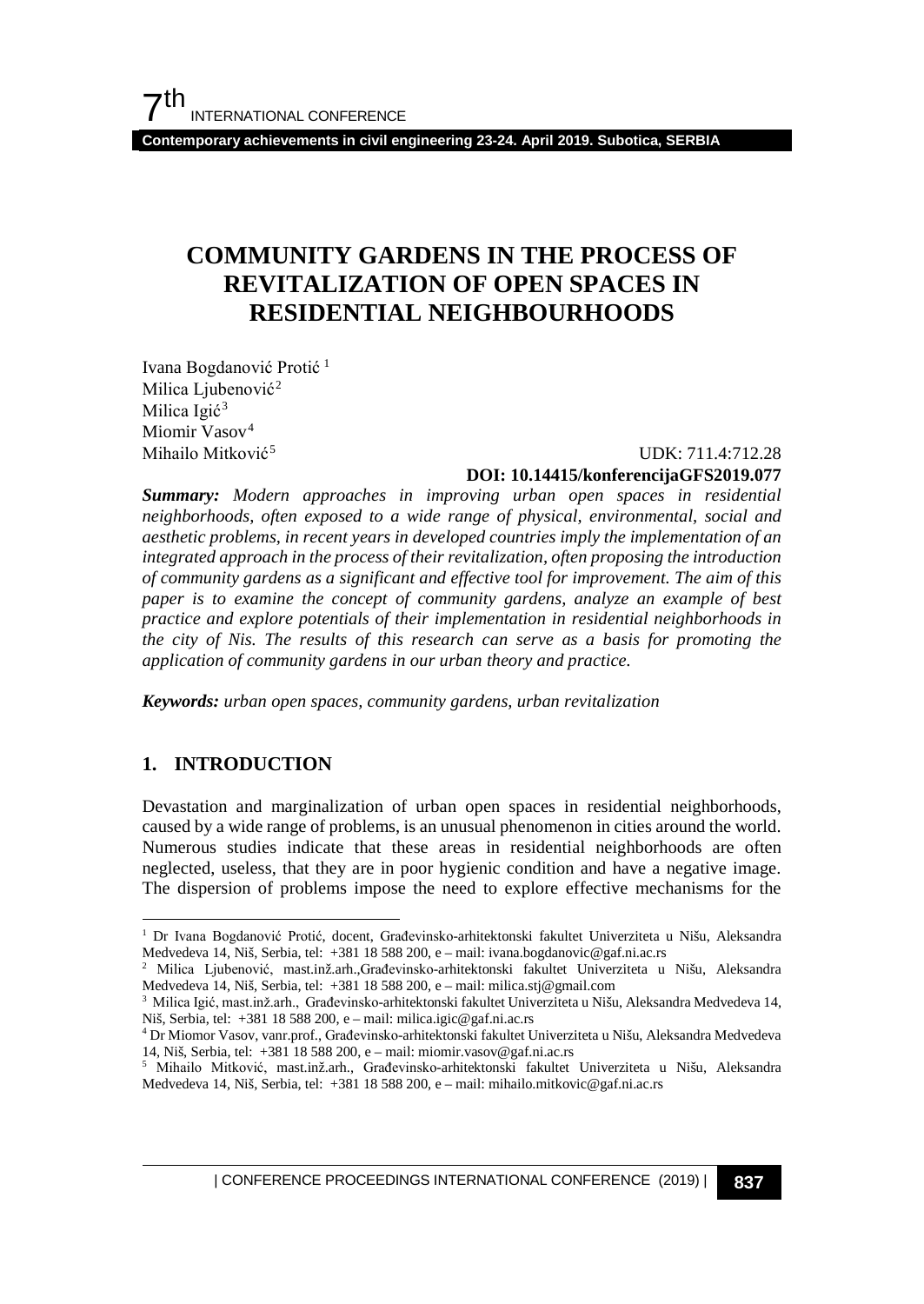# COMMUNITY GARDENS IN THE PROCESS OF REVITALIZATION OF OPEN SPACES IN RESIDENTIAL NEIGHBOURHOODS

Ivana Bogdanović Protić [1]
Milica Ljubenović [2]
Milica Igić [3]
Miomir Vasov [4]
Mihailo Mitković [5]

UDK: 711.4:712.28
**DOI: 10.14415/konferencijaGFS2019.077**

***Summary:*** *Modern approaches in improving urban open spaces in residential neighborhoods, often exposed to a wide range of physical, environmental, social and aesthetic problems, in recent years in developed countries imply the implementation of an integrated approach in the process of their revitalization, often proposing the introduction of community gardens as a significant and effective tool for improvement. The aim of this paper is to examine the concept of community gardens, analyze an example of best practice and explore potentials of their implementation in residential neighborhoods in the city of Nis. The results of this research can serve as a basis for promoting the application of community gardens in our urban theory and practice.*

***Keywords:*** *urban open spaces, community gardens, urban revitalization*

## 1. INTRODUCTION

Devastation and marginalization of urban open spaces in residential neighborhoods, caused by a wide range of problems, is an unusual phenomenon in cities around the world. Numerous studies indicate that these areas in residential neighborhoods are often neglected, useless, that they are in poor hygienic condition and have a negative image. The dispersion of problems impose the need to explore effective mechanisms for the

---

[1] Dr Ivana Bogdanović Protić, docent, Građevinsko-arhitektonski fakultet Univerziteta u Nišu, Aleksandra Medvedeva 14, Niš, Serbia, tel: +381 18 588 200, e – mail: ivana.bogdanovic@gaf.ni.ac.rs

[2] Milica Ljubenović, mast.inž.arh.,Građevinsko-arhitektonski fakultet Univerziteta u Nišu, Aleksandra Medvedeva 14, Niš, Serbia, tel: +381 18 588 200, e – mail: milica.stj@gmail.com

[3] Milica Igić, mast.inž.arh., Građevinsko-arhitektonski fakultet Univerziteta u Nišu, Aleksandra Medvedeva 14, Niš, Serbia, tel: +381 18 588 200, e – mail: milica.igic@gaf.ni.ac.rs

[4] Dr Miomor Vasov, vanr.prof., Građevinsko-arhitektonski fakultet Univerziteta u Nišu, Aleksandra Medvedeva 14, Niš, Serbia, tel: +381 18 588 200, e – mail: miomir.vasov@gaf.ni.ac.rs

[5] Mihailo Mitković, mast.inž.arh., Građevinsko-arhitektonski fakultet Univerziteta u Nišu, Aleksandra Medvedeva 14, Niš, Serbia, tel: +381 18 588 200, e – mail: mihailo.mitkovic@gaf.ni.ac.rs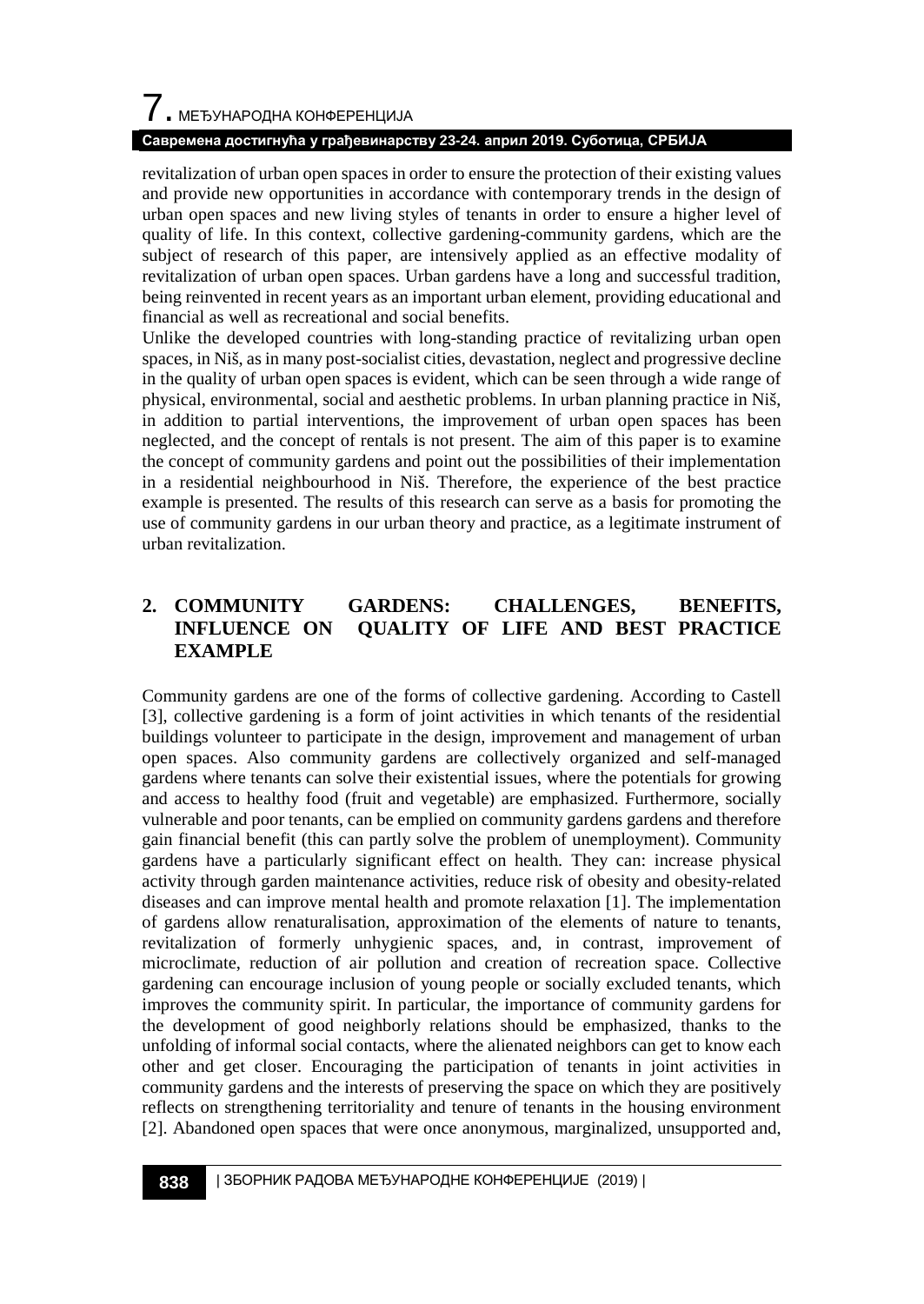revitalization of urban open spaces in order to ensure the protection of their existing values and provide new opportunities in accordance with contemporary trends in the design of urban open spaces and new living styles of tenants in order to ensure a higher level of quality of life. In this context, collective gardening-community gardens, which are the subject of research of this paper, are intensively applied as an effective modality of revitalization of urban open spaces. Urban gardens have a long and successful tradition, being reinvented in recent years as an important urban element, providing educational and financial as well as recreational and social benefits.

Unlike the developed countries with long-standing practice of revitalizing urban open spaces, in Niš, as in many post-socialist cities, devastation, neglect and progressive decline in the quality of urban open spaces is evident, which can be seen through a wide range of physical, environmental, social and aesthetic problems. In urban planning practice in Niš, in addition to partial interventions, the improvement of urban open spaces has been neglected, and the concept of rentals is not present. The aim of this paper is to examine the concept of community gardens and point out the possibilities of their implementation in a residential neighbourhood in Niš. Therefore, the experience of the best practice example is presented. The results of this research can serve as a basis for promoting the use of community gardens in our urban theory and practice, as a legitimate instrument of urban revitalization.

## 2. COMMUNITY GARDENS: CHALLENGES, BENEFITS, INFLUENCE ON QUALITY OF LIFE AND BEST PRACTICE EXAMPLE

Community gardens are one of the forms of collective gardening. According to Castell [3], collective gardening is a form of joint activities in which tenants of the residential buildings volunteer to participate in the design, improvement and management of urban open spaces. Also community gardens are collectively organized and self-managed gardens where tenants can solve their existential issues, where the potentials for growing and access to healthy food (fruit and vegetable) are emphasized. Furthermore, socially vulnerable and poor tenants, can be emplied on community gardens gardens and therefore gain financial benefit (this can partly solve the problem of unemployment). Community gardens have a particularly significant effect on health. They can: increase physical activity through garden maintenance activities, reduce risk of obesity and obesity-related diseases and can improve mental health and promote relaxation [1]. The implementation of gardens allow renaturalisation, approximation of the elements of nature to tenants, revitalization of formerly unhygienic spaces, and, in contrast, improvement of microclimate, reduction of air pollution and creation of recreation space. Collective gardening can encourage inclusion of young people or socially excluded tenants, which improves the community spirit. In particular, the importance of community gardens for the development of good neighborly relations should be emphasized, thanks to the unfolding of informal social contacts, where the alienated neighbors can get to know each other and get closer. Encouraging the participation of tenants in joint activities in community gardens and the interests of preserving the space on which they are positively reflects on strengthening territoriality and tenure of tenants in the housing environment [2]. Abandoned open spaces that were once anonymous, marginalized, unsupported and,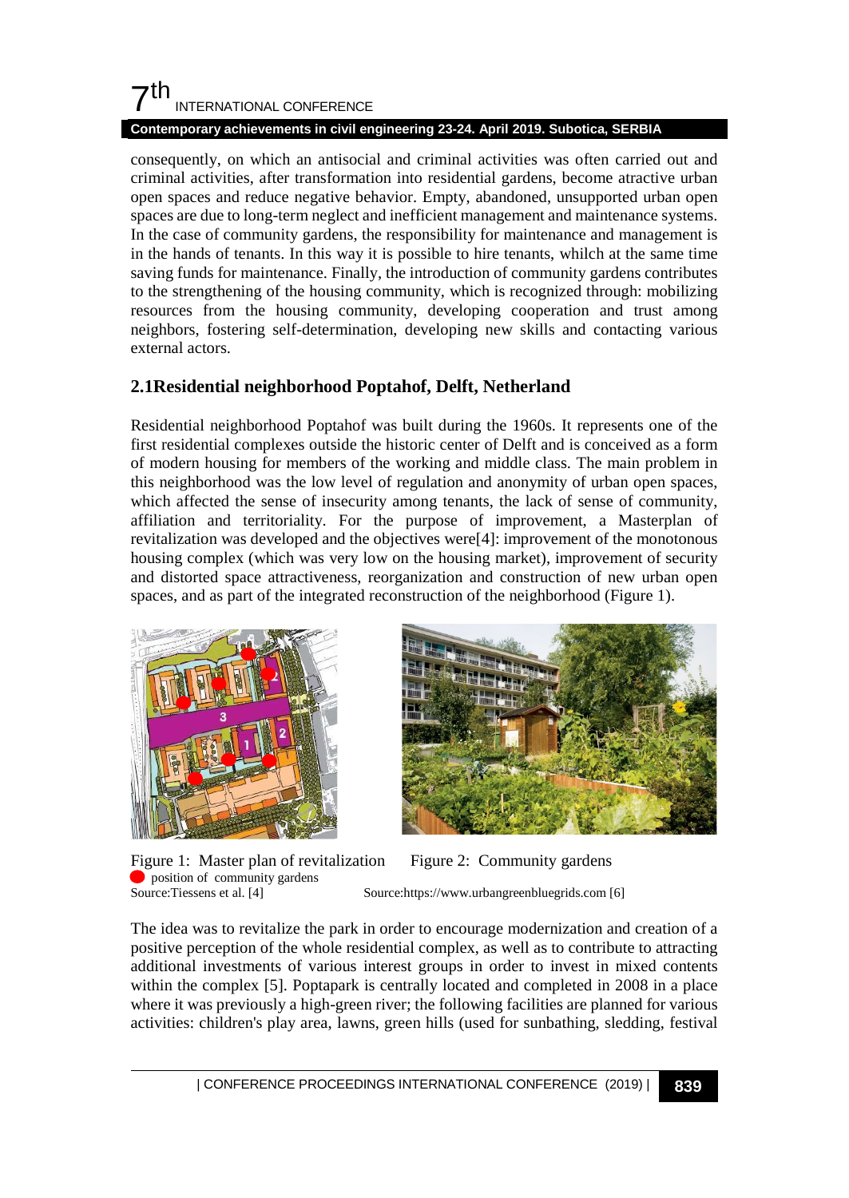consequently, on which an antisocial and criminal activities was often carried out and criminal activities, after transformation into residential gardens, become atractive urban open spaces and reduce negative behavior. Empty, abandoned, unsupported urban open spaces are due to long-term neglect and inefficient management and maintenance systems. In the case of community gardens, the responsibility for maintenance and management is in the hands of tenants. In this way it is possible to hire tenants, whilch at the same time saving funds for maintenance. Finally, the introduction of community gardens contributes to the strengthening of the housing community, which is recognized through: mobilizing resources from the housing community, developing cooperation and trust among neighbors, fostering self-determination, developing new skills and contacting various external actors.

## 2.1Residential neighborhood Poptahof, Delft, Netherland

Residential neighborhood Poptahof was built during the 1960s. It represents one of the first residential complexes outside the historic center of Delft and is conceived as a form of modern housing for members of the working and middle class. The main problem in this neighborhood was the low level of regulation and anonymity of urban open spaces, which affected the sense of insecurity among tenants, the lack of sense of community, affiliation and territoriality. For the purpose of improvement, a Masterplan of revitalization was developed and the objectives were[4]: improvement of the monotonous housing complex (which was very low on the housing market), improvement of security and distorted space attractiveness, reorganization and construction of new urban open spaces, and as part of the integrated reconstruction of the neighborhood (Figure 1).

Figure 1: Master plan of revitalization
● position of community gardens
Source:Tiessens et al. [4]

Figure 2: Community gardens
Source:https://www.urbangreenbluegrids.com [6]

The idea was to revitalize the park in order to encourage modernization and creation of a positive perception of the whole residential complex, as well as to contribute to attracting additional investments of various interest groups in order to invest in mixed contents within the complex [5]. Poptapark is centrally located and completed in 2008 in a place where it was previously a high-green river; the following facilities are planned for various activities: children's play area, lawns, green hills (used for sunbathing, sledding, festival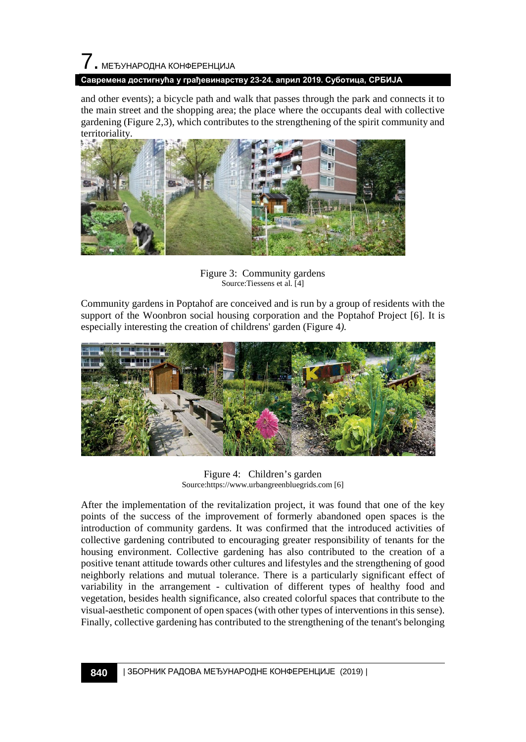and other events); a bicycle path and walk that passes through the park and connects it to the main street and the shopping area; the place where the occupants deal with collective gardening (Figure 2,3), which contributes to the strengthening of the spirit community and territoriality.

Figure 3: Community gardens
Source:Tiessens et al. [4]

Community gardens in Poptahof are conceived and is run by a group of residents with the support of the Woonbron social housing corporation and the Poptahof Project [6]. It is especially interesting the creation of childrens' garden (Figure 4*).*

Figure 4: Children's garden
Source:https://www.urbangreenbluegrids.com [6]

After the implementation of the revitalization project, it was found that one of the key points of the success of the improvement of formerly abandoned open spaces is the introduction of community gardens. It was confirmed that the introduced activities of collective gardening contributed to encouraging greater responsibility of tenants for the housing environment. Collective gardening has also contributed to the creation of a positive tenant attitude towards other cultures and lifestyles and the strengthening of good neighborly relations and mutual tolerance. There is a particularly significant effect of variability in the arrangement - cultivation of different types of healthy food and vegetation, besides health significance, also created colorful spaces that contribute to the visual-aesthetic component of open spaces (with other types of interventions in this sense). Finally, collective gardening has contributed to the strengthening of the tenant's belonging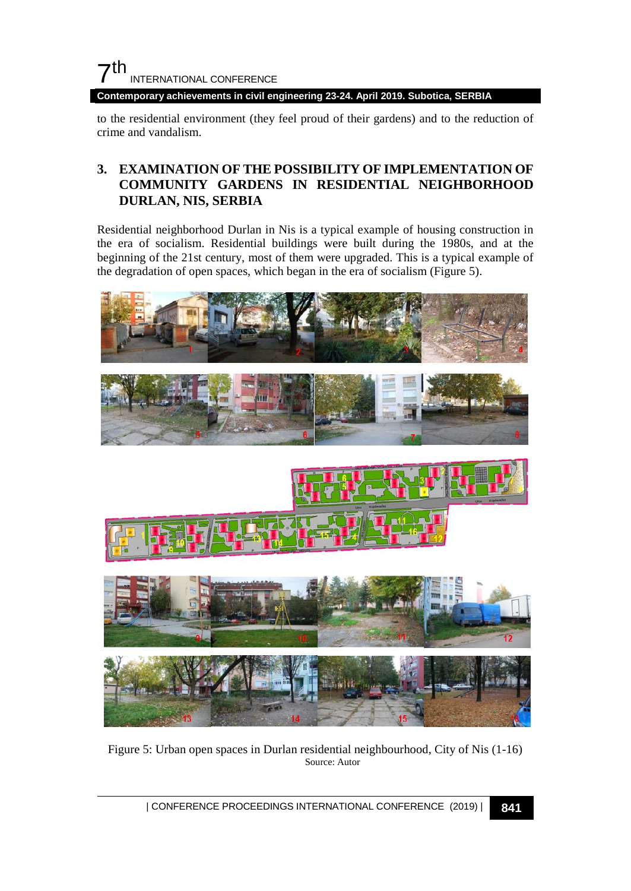to the residential environment (they feel proud of their gardens) and to the reduction of crime and vandalism.

## 3. EXAMINATION OF THE POSSIBILITY OF IMPLEMENTATION OF COMMUNITY GARDENS IN RESIDENTIAL NEIGHBORHOOD DURLAN, NIS, SERBIA

Residential neighborhood Durlan in Nis is a typical example of housing construction in the era of socialism. Residential buildings were built during the 1980s, and at the beginning of the 21st century, most of them were upgraded. This is a typical example of the degradation of open spaces, which began in the era of socialism (Figure 5).

Figure 5: Urban open spaces in Durlan residential neighbourhood, City of Nis (1-16)
Source: Autor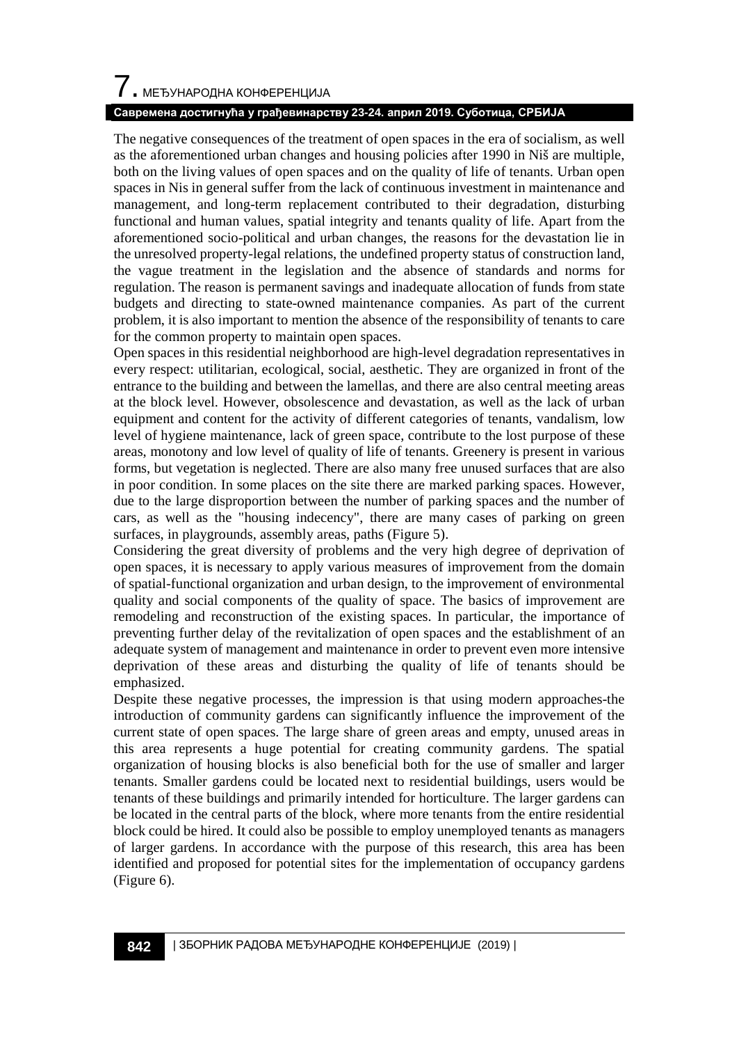The negative consequences of the treatment of open spaces in the era of socialism, as well as the aforementioned urban changes and housing policies after 1990 in Niš are multiple, both on the living values of open spaces and on the quality of life of tenants. Urban open spaces in Nis in general suffer from the lack of continuous investment in maintenance and management, and long-term replacement contributed to their degradation, disturbing functional and human values, spatial integrity and tenants quality of life. Apart from the aforementioned socio-political and urban changes, the reasons for the devastation lie in the unresolved property-legal relations, the undefined property status of construction land, the vague treatment in the legislation and the absence of standards and norms for regulation. The reason is permanent savings and inadequate allocation of funds from state budgets and directing to state-owned maintenance companies. As part of the current problem, it is also important to mention the absence of the responsibility of tenants to care for the common property to maintain open spaces.

Open spaces in this residential neighborhood are high-level degradation representatives in every respect: utilitarian, ecological, social, aesthetic. They are organized in front of the entrance to the building and between the lamellas, and there are also central meeting areas at the block level. However, obsolescence and devastation, as well as the lack of urban equipment and content for the activity of different categories of tenants, vandalism, low level of hygiene maintenance, lack of green space, contribute to the lost purpose of these areas, monotony and low level of quality of life of tenants. Greenery is present in various forms, but vegetation is neglected. There are also many free unused surfaces that are also in poor condition. In some places on the site there are marked parking spaces. However, due to the large disproportion between the number of parking spaces and the number of cars, as well as the "housing indecency", there are many cases of parking on green surfaces, in playgrounds, assembly areas, paths (Figure 5).

Considering the great diversity of problems and the very high degree of deprivation of open spaces, it is necessary to apply various measures of improvement from the domain of spatial-functional organization and urban design, to the improvement of environmental quality and social components of the quality of space. The basics of improvement are remodeling and reconstruction of the existing spaces. In particular, the importance of preventing further delay of the revitalization of open spaces and the establishment of an adequate system of management and maintenance in order to prevent even more intensive deprivation of these areas and disturbing the quality of life of tenants should be emphasized.

Despite these negative processes, the impression is that using modern approaches-the introduction of community gardens can significantly influence the improvement of the current state of open spaces. The large share of green areas and empty, unused areas in this area represents a huge potential for creating community gardens. The spatial organization of housing blocks is also beneficial both for the use of smaller and larger tenants. Smaller gardens could be located next to residential buildings, users would be tenants of these buildings and primarily intended for horticulture. The larger gardens can be located in the central parts of the block, where more tenants from the entire residential block could be hired. It could also be possible to employ unemployed tenants as managers of larger gardens. In accordance with the purpose of this research, this area has been identified and proposed for potential sites for the implementation of occupancy gardens (Figure 6).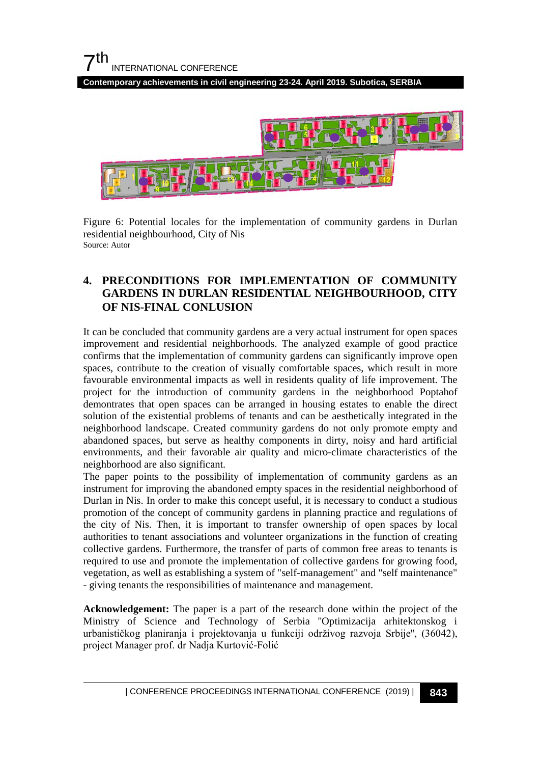Figure 6: Potential locales for the implementation of community gardens in Durlan residential neighbourhood, City of Nis

Source: Autor

## 4. PRECONDITIONS FOR IMPLEMENTATION OF COMMUNITY GARDENS IN DURLAN RESIDENTIAL NEIGHBOURHOOD, CITY OF NIS-FINAL CONLUSION

It can be concluded that community gardens are a very actual instrument for open spaces improvement and residential neighborhoods. The analyzed example of good practice confirms that the implementation of community gardens can significantly improve open spaces, contribute to the creation of visually comfortable spaces, which result in more favourable environmental impacts as well in residents quality of life improvement. The project for the introduction of community gardens in the neighborhood Poptahof demontrates that open spaces can be arranged in housing estates to enable the direct solution of the existential problems of tenants and can be aesthetically integrated in the neighborhood landscape. Created community gardens do not only promote empty and abandoned spaces, but serve as healthy components in dirty, noisy and hard artificial environments, and their favorable air quality and micro-climate characteristics of the neighborhood are also significant.

The paper points to the possibility of implementation of community gardens as an instrument for improving the abandoned empty spaces in the residential neighborhood of Durlan in Nis. In order to make this concept useful, it is necessary to conduct a studious promotion of the concept of community gardens in planning practice and regulations of the city of Nis. Then, it is important to transfer ownership of open spaces by local authorities to tenant associations and volunteer organizations in the function of creating collective gardens. Furthermore, the transfer of parts of common free areas to tenants is required to use and promote the implementation of collective gardens for growing food, vegetation, as well as establishing a system of "self-management" and "self maintenance" - giving tenants the responsibilities of maintenance and management.

**Acknowledgement:** The paper is a part of the research done within the project of the Ministry of Science and Technology of Serbia "Optimizacija arhitektonskog i urbanističkog planiranja i projektovanja u funkciji održivog razvoja Srbije", (36042), project Manager prof. dr Nadja Kurtović-Folić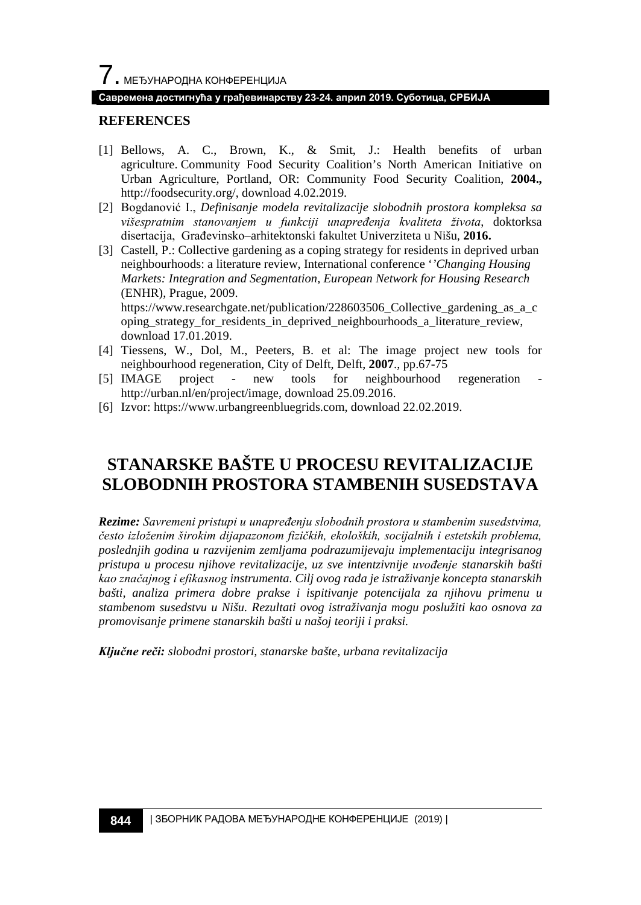## REFERENCES

[1] Bellows, A. C., Brown, K., & Smit, J.: Health benefits of urban agriculture. Community Food Security Coalition's North American Initiative on Urban Agriculture, Portland, OR: Community Food Security Coalition, **2004.,** http://foodsecurity.org/, download 4.02.2019.

[2] Bogdanović I., *Definisanje modela revitalizacije slobodnih prostora kompleksa sa višespratnim stanovanjem u funkciji unapređenja kvaliteta života*, doktorksa disertacija, Građevinsko–arhitektonski fakultet Univerziteta u Nišu, **2016.**

[3] Castell, P.: Collective gardening as a coping strategy for residents in deprived urban neighbourhoods: a literature review, International conference '*'Changing Housing Markets: Integration and Segmentation, European Network for Housing Research* (ENHR), Prague, 2009. https://www.researchgate.net/publication/228603506_Collective_gardening_as_a_coping_strategy_for_residents_in_deprived_neighbourhoods_a_literature_review, download 17.01.2019.

[4] Tiessens, W., Dol, M., Peeters, B. et al: The image project new tools for neighbourhood regeneration, City of Delft, Delft, **2007**., pp.67-75

[5] IMAGE project - new tools for neighbourhood regeneration - http://urban.nl/en/project/image, download 25.09.2016.

[6] Izvor: https://www.urbangreenbluegrids.com, download 22.02.2019.

# STANARSKE BAŠTE U PROCESU REVITALIZACIJE SLOBODNIH PROSTORA STAMBENIH SUSEDSTAVA

***Rezime:*** *Savremeni pristupi u unapređenju slobodnih prostora u stambenim susedstvima, često izloženim širokim dijapazonom fizičkih, ekoloških, socijalnih i estetskih problema, poslednjih godina u razvijenim zemljama podrazumijevaju implementaciju integrisanog pristupa u procesu njihove revitalizacije, uz sve intentzivnije uvođenje stanarskih bašti kao značajnog i efikasnog instrumenta. Cilj ovog rada je istraživanje koncepta stanarskih bašti, analiza primera dobre prakse i ispitivanje potencijala za njihovu primenu u stambenom susedstvu u Nišu. Rezultati ovog istraživanja mogu poslužiti kao osnova za promovisanje primene stanarskih bašti u našoj teoriji i praksi.*

***Ključne reči:*** *slobodni prostori, stanarske bašte, urbana revitalizacija*